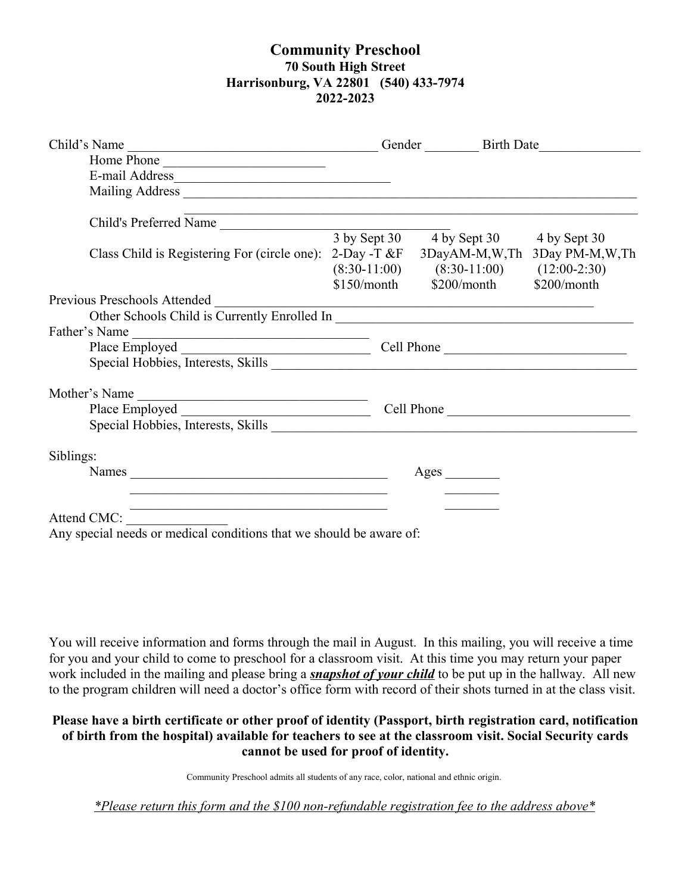# Community Preschool

**70 South High Street**
**Harrisonburg, VA 22801 (540) 433-7974**
**2022-2023**

Child's Name ______________________________________ Gender ________ Birth Date _______________

Home Phone ________________________

E-mail Address________________________________

Mailing Address ______________________________________________________________________

______________________________________________________________________

Child's Preferred Name ______________________________

Class Child is Registering For (circle one):

| 3 by Sept 30 | 4 by Sept 30 | 4 by Sept 30 |
|---|---|---|
| 2-Day -T &F | 3DayAM-M,W,Th | 3Day PM-M,W,Th |
| (8:30-11:00) | (8:30-11:00) | (12:00-2:30) |
| $150/month | $200/month | $200/month |

Previous Preschools Attended ______________________________________________________

Other Schools Child is Currently Enrolled In ____________________________________________

Father's Name ________________________________

Place Employed ____________________________ Cell Phone ___________________________

Special Hobbies, Interests, Skills ________________________________________________________

Mother's Name _________________________________

Place Employed ____________________________ Cell Phone ___________________________

Special Hobbies, Interests, Skills ________________________________________________________

Siblings:

Names ______________________________________ Ages ________

______________________________________ ________

______________________________________ ________

Attend CMC: _______________

Any special needs or medical conditions that we should be aware of:

You will receive information and forms through the mail in August. In this mailing, you will receive a time for you and your child to come to preschool for a classroom visit. At this time you may return your paper work included in the mailing and please bring a ***snapshot of your child*** to be put up in the hallway. All new to the program children will need a doctor's office form with record of their shots turned in at the class visit.

**Please have a birth certificate or other proof of identity (Passport, birth registration card, notification of birth from the hospital) available for teachers to see at the classroom visit. Social Security cards cannot be used for proof of identity.**

Community Preschool admits all students of any race, color, national and ethnic origin.

*\*Please return this form and the $100 non-refundable registration fee to the address above\**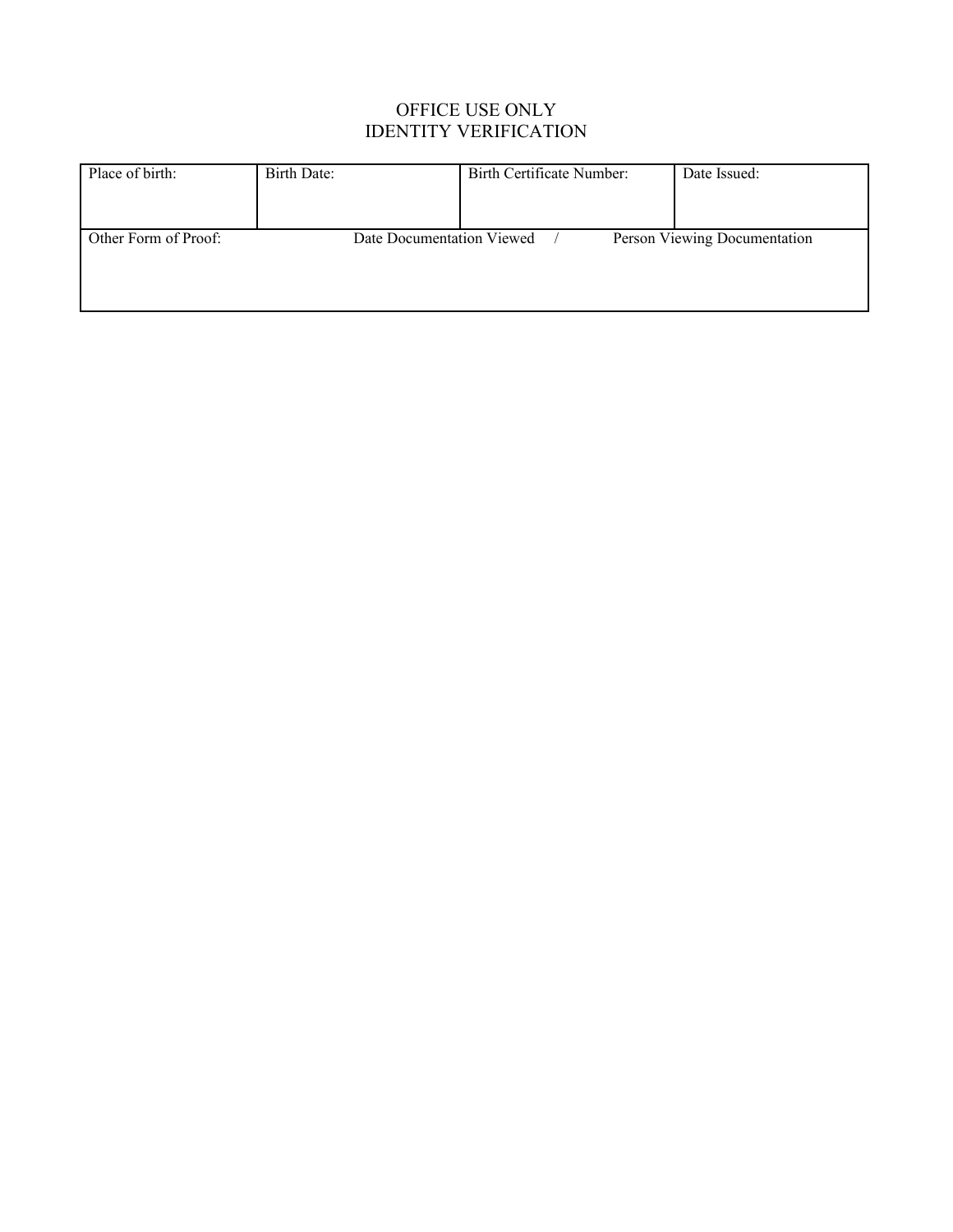OFFICE USE ONLY
IDENTITY VERIFICATION

| Place of birth: | Birth Date: | Birth Certificate Number: | Date Issued: |
|---|---|---|---|
| Other Form of Proof: | Date Documentation Viewed / | Person Viewing Documentation | |